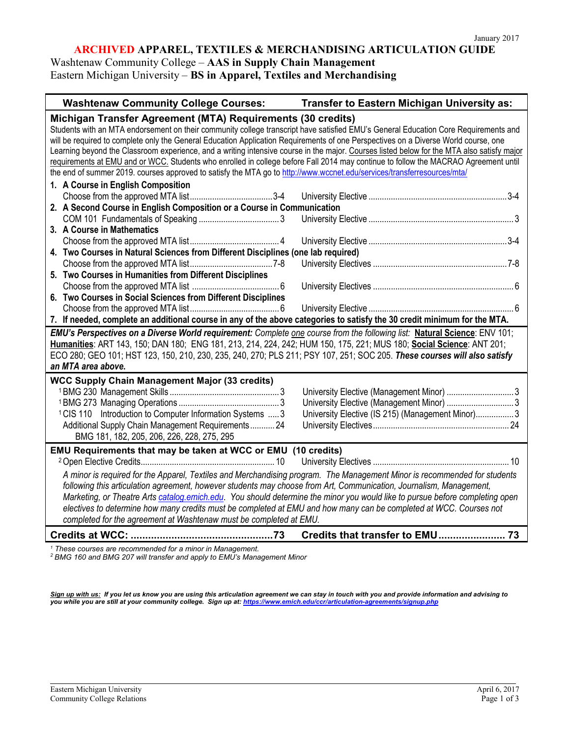January 2017

# ARCHIVED APPAREL, TEXTILES & MERCHANDISING ARTICULATION GUIDE

Washtenaw Community College – **AAS in Supply Chain Management**
Eastern Michigan University – **BS in Apparel, Textiles and Merchandising**

| Washtenaw Community College Courses: | Transfer to Eastern Michigan University as: |
|---|---|
| **Michigan Transfer Agreement (MTA) Requirements (30 credits)** | |
| Students with an MTA endorsement on their community college transcript have satisfied EMU's General Education Core Requirements and will be required to complete only the General Education Application Requirements of one Perspectives on a Diverse World course, one Learning beyond the Classroom experience, and a writing intensive course in the major. Courses listed below for the MTA also satisfy major requirements at EMU and or WCC. Students who enrolled in college before Fall 2014 may continue to follow the MACRAO Agreement until the end of summer 2019. courses approved to satisfy the MTA go to http://www.wccnet.edu/services/transferresources/mta/ | |
| **1. A Course in English Composition** | |
| Choose from the approved MTA list ... 3-4 | University Elective ... 3-4 |
| **2. A Second Course in English Composition or a Course in Communication** | |
| COM 101 Fundamentals of Speaking ... 3 | University Elective ... 3 |
| **3. A Course in Mathematics** | |
| Choose from the approved MTA list ... 4 | University Elective ... 3-4 |
| **4. Two Courses in Natural Sciences from Different Disciplines (one lab required)** | |
| Choose from the approved MTA list ... 7-8 | University Electives ... 7-8 |
| **5. Two Courses in Humanities from Different Disciplines** | |
| Choose from the approved MTA list ... 6 | University Electives ... 6 |
| **6. Two Courses in Social Sciences from Different Disciplines** | |
| Choose from the approved MTA list ... 6 | University Elective ... 6 |
| **7. If needed, complete an additional course in any of the above categories to satisfy the 30 credit minimum for the MTA.** | |
| ***EMU's Perspectives on a Diverse World requirement:*** *Complete one course from the following list:* **Natural Science**: ENV 101; **Humanities**: ART 143, 150; DAN 180; ENG 181, 213, 214, 224, 242; HUM 150, 175, 221; MUS 180; **Social Science**: ANT 201; ECO 280; GEO 101; HST 123, 150, 210, 230, 235, 240, 270; PLS 211; PSY 107, 251; SOC 205. ***These courses will also satisfy an MTA area above.*** | |
| **WCC Supply Chain Management Major (33 credits)** | |
| [1]BMG 230 Management Skills ... 3 | University Elective (Management Minor) ... 3 |
| [1]BMG 273 Managing Operations ... 3 | University Elective (Management Minor) ... 3 |
| [1]CIS 110 Introduction to Computer Information Systems ... 3 | University Elective (IS 215) (Management Minor) ... 3 |
| Additional Supply Chain Management Requirements ... 24<br>BMG 181, 182, 205, 206, 226, 228, 275, 295 | University Electives ... 24 |
| **EMU Requirements that may be taken at WCC or EMU (10 credits)** | |
| [2]Open Elective Credits ... 10 | University Electives ... 10 |
| *A minor is required for the Apparel, Textiles and Merchandising program. The Management Minor is recommended for students following this articulation agreement, however students may choose from Art, Communication, Journalism, Management, Marketing, or Theatre Arts catalog.emich.edu. You should determine the minor you would like to pursue before completing open electives to determine how many credits must be completed at EMU and how many can be completed at WCC. Courses not completed for the agreement at Washtenaw must be completed at EMU.* | |
| **Credits at WCC: ... 73** | **Credits that transfer to EMU ... 73** |

*[1] These courses are recommended for a minor in Management.*
*[2] BMG 160 and BMG 207 will transfer and apply to EMU's Management Minor*

***Sign up with us:*** ***If you let us know you are using this articulation agreement we can stay in touch with you and provide information and advising to you while you are still at your community college. Sign up at: https://www.emich.edu/ccr/articulation-agreements/signup.php***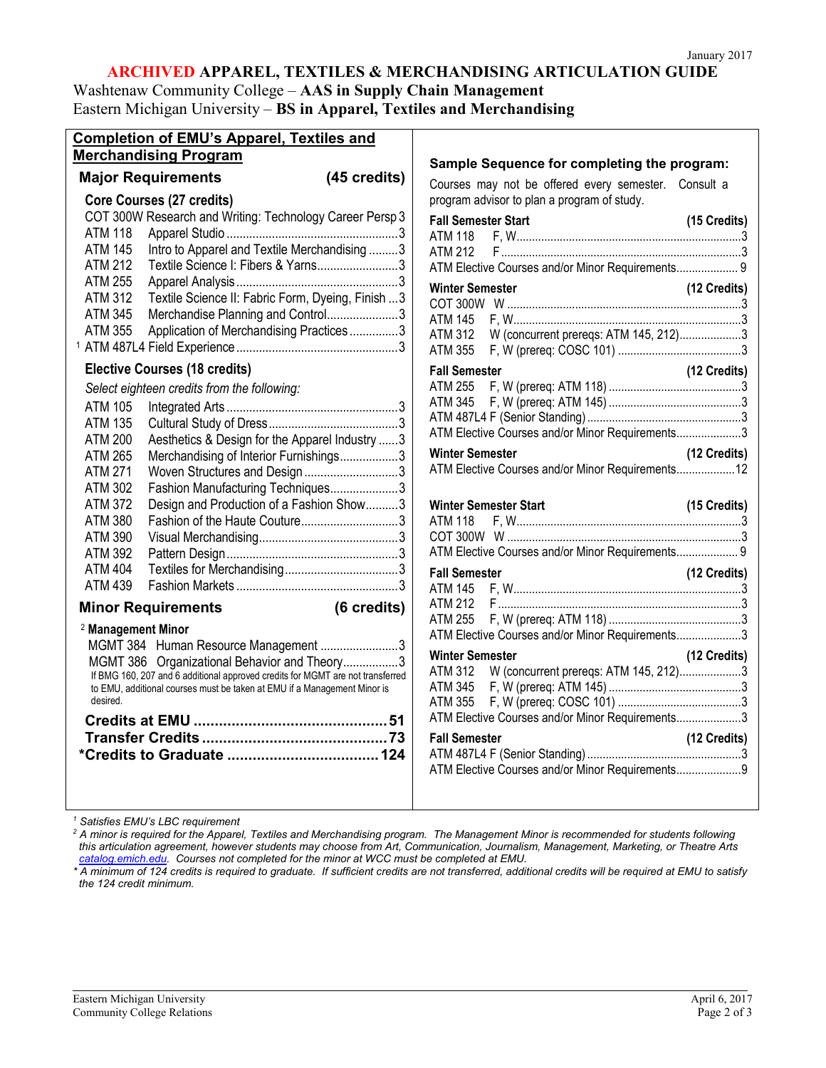January 2017

# ARCHIVED APPAREL, TEXTILES & MERCHANDISING ARTICULATION GUIDE

Washtenaw Community College – **AAS in Supply Chain Management**
Eastern Michigan University – **BS in Apparel, Textiles and Merchandising**

## Completion of EMU's Apparel, Textiles and Merchandising Program

### Major Requirements (45 credits)

**Core Courses (27 credits)**

| Course | Title | Credits |
|---|---|---|
| COT 300W | Research and Writing: Technology Career Persp | 3 |
| ATM 118 | Apparel Studio | 3 |
| ATM 145 | Intro to Apparel and Textile Merchandising | 3 |
| ATM 212 | Textile Science I: Fibers & Yarns | 3 |
| ATM 255 | Apparel Analysis | 3 |
| ATM 312 | Textile Science II: Fabric Form, Dyeing, Finish | 3 |
| ATM 345 | Merchandise Planning and Control | 3 |
| ATM 355 | Application of Merchandising Practices | 3 |
| [1] ATM 487L4 | Field Experience | 3 |

**Elective Courses (18 credits)**

*Select eighteen credits from the following:*

| Course | Title | Credits |
|---|---|---|
| ATM 105 | Integrated Arts | 3 |
| ATM 135 | Cultural Study of Dress | 3 |
| ATM 200 | Aesthetics & Design for the Apparel Industry | 3 |
| ATM 265 | Merchandising of Interior Furnishings | 3 |
| ATM 271 | Woven Structures and Design | 3 |
| ATM 302 | Fashion Manufacturing Techniques | 3 |
| ATM 372 | Design and Production of a Fashion Show | 3 |
| ATM 380 | Fashion of the Haute Couture | 3 |
| ATM 390 | Visual Merchandising | 3 |
| ATM 392 | Pattern Design | 3 |
| ATM 404 | Textiles for Merchandising | 3 |
| ATM 439 | Fashion Markets | 3 |

### Minor Requirements (6 credits)

**[2] Management Minor**

| Course | Title | Credits |
|---|---|---|
| MGMT 384 | Human Resource Management | 3 |
| MGMT 386 | Organizational Behavior and Theory | 3 |

If BMG 160, 207 and 6 additional approved credits for MGMT are not transferred to EMU, additional courses must be taken at EMU if a Management Minor is desired.

**Credits at EMU ..... 51**
**Transfer Credits ..... 73**
**\*Credits to Graduate ..... 124**

## Sample Sequence for completing the program:

Courses may not be offered every semester. Consult a program advisor to plan a program of study.

**Fall Semester Start (15 Credits)**

| Course | Offered / Prereqs | Credits |
|---|---|---|
| ATM 118 | F, W | 3 |
| ATM 212 | F | 3 |
| ATM Elective Courses and/or Minor Requirements | | 9 |

**Winter Semester (12 Credits)**

| Course | Offered / Prereqs | Credits |
|---|---|---|
| COT 300W | W | 3 |
| ATM 145 | F, W | 3 |
| ATM 312 | W (concurrent prereqs: ATM 145, 212) | 3 |
| ATM 355 | F, W (prereq: COSC 101) | 3 |

**Fall Semester (12 Credits)**

| Course | Offered / Prereqs | Credits |
|---|---|---|
| ATM 255 | F, W (prereq: ATM 118) | 3 |
| ATM 345 | F, W (prereq: ATM 145) | 3 |
| ATM 487L4 | F (Senior Standing) | 3 |
| ATM Elective Courses and/or Minor Requirements | | 3 |

**Winter Semester (12 Credits)**

| Course | Offered / Prereqs | Credits |
|---|---|---|
| ATM Elective Courses and/or Minor Requirements | | 12 |

**Winter Semester Start (15 Credits)**

| Course | Offered / Prereqs | Credits |
|---|---|---|
| ATM 118 | F, W | 3 |
| COT 300W | W | 3 |
| ATM Elective Courses and/or Minor Requirements | | 9 |

**Fall Semester (12 Credits)**

| Course | Offered / Prereqs | Credits |
|---|---|---|
| ATM 145 | F, W | 3 |
| ATM 212 | F | 3 |
| ATM 255 | F, W (prereq: ATM 118) | 3 |
| ATM Elective Courses and/or Minor Requirements | | 3 |

**Winter Semester (12 Credits)**

| Course | Offered / Prereqs | Credits |
|---|---|---|
| ATM 312 | W (concurrent prereqs: ATM 145, 212) | 3 |
| ATM 345 | F, W (prereq: ATM 145) | 3 |
| ATM 355 | F, W (prereq: COSC 101) | 3 |
| ATM Elective Courses and/or Minor Requirements | | 3 |

**Fall Semester (12 Credits)**

| Course | Offered / Prereqs | Credits |
|---|---|---|
| ATM 487L4 | F (Senior Standing) | 3 |
| ATM Elective Courses and/or Minor Requirements | | 9 |

---

[1] *Satisfies EMU's LBC requirement*

[2] *A minor is required for the Apparel, Textiles and Merchandising program. The Management Minor is recommended for students following this articulation agreement, however students may choose from Art, Communication, Journalism, Management, Marketing, or Theatre Arts catalog.emich.edu. Courses not completed for the minor at WCC must be completed at EMU.*

\* *A minimum of 124 credits is required to graduate. If sufficient credits are not transferred, additional credits will be required at EMU to satisfy the 124 credit minimum.*

Eastern Michigan University
Community College Relations

April 6, 2017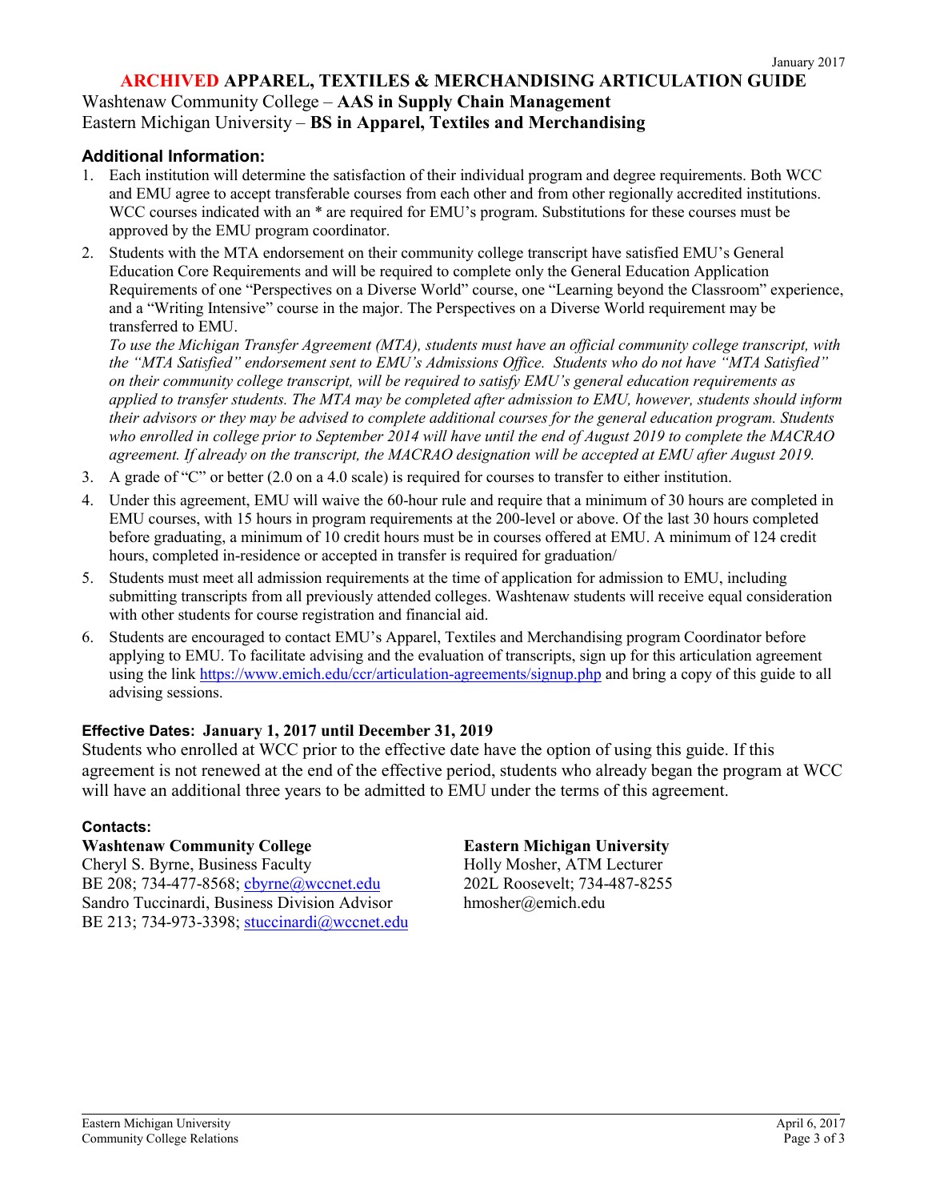January 2017

# ARCHIVED APPAREL, TEXTILES & MERCHANDISING ARTICULATION GUIDE

Washtenaw Community College – **AAS in Supply Chain Management**
Eastern Michigan University – **BS in Apparel, Textiles and Merchandising**

## Additional Information:

1. Each institution will determine the satisfaction of their individual program and degree requirements. Both WCC and EMU agree to accept transferable courses from each other and from other regionally accredited institutions. WCC courses indicated with an * are required for EMU's program. Substitutions for these courses must be approved by the EMU program coordinator.
2. Students with the MTA endorsement on their community college transcript have satisfied EMU's General Education Core Requirements and will be required to complete only the General Education Application Requirements of one "Perspectives on a Diverse World" course, one "Learning beyond the Classroom" experience, and a "Writing Intensive" course in the major. The Perspectives on a Diverse World requirement may be transferred to EMU.
   *To use the Michigan Transfer Agreement (MTA), students must have an official community college transcript, with the "MTA Satisfied" endorsement sent to EMU's Admissions Office. Students who do not have "MTA Satisfied" on their community college transcript, will be required to satisfy EMU's general education requirements as applied to transfer students. The MTA may be completed after admission to EMU, however, students should inform their advisors or they may be advised to complete additional courses for the general education program. Students who enrolled in college prior to September 2014 will have until the end of August 2019 to complete the MACRAO agreement. If already on the transcript, the MACRAO designation will be accepted at EMU after August 2019.*
3. A grade of "C" or better (2.0 on a 4.0 scale) is required for courses to transfer to either institution.
4. Under this agreement, EMU will waive the 60-hour rule and require that a minimum of 30 hours are completed in EMU courses, with 15 hours in program requirements at the 200-level or above. Of the last 30 hours completed before graduating, a minimum of 10 credit hours must be in courses offered at EMU. A minimum of 124 credit hours, completed in-residence or accepted in transfer is required for graduation/
5. Students must meet all admission requirements at the time of application for admission to EMU, including submitting transcripts from all previously attended colleges. Washtenaw students will receive equal consideration with other students for course registration and financial aid.
6. Students are encouraged to contact EMU's Apparel, Textiles and Merchandising program Coordinator before applying to EMU. To facilitate advising and the evaluation of transcripts, sign up for this articulation agreement using the link https://www.emich.edu/ccr/articulation-agreements/signup.php and bring a copy of this guide to all advising sessions.

## Effective Dates: January 1, 2017 until December 31, 2019

Students who enrolled at WCC prior to the effective date have the option of using this guide. If this agreement is not renewed at the end of the effective period, students who already began the program at WCC will have an additional three years to be admitted to EMU under the terms of this agreement.

## Contacts:

**Washtenaw Community College**
Cheryl S. Byrne, Business Faculty
BE 208; 734-477-8568; cbyrne@wccnet.edu
Sandro Tuccinardi, Business Division Advisor
BE 213; 734-973-3398; stuccinardi@wccnet.edu

**Eastern Michigan University**
Holly Mosher, ATM Lecturer
202L Roosevelt; 734-487-8255
hmosher@emich.edu

Eastern Michigan University
Community College Relations

April 6, 2017